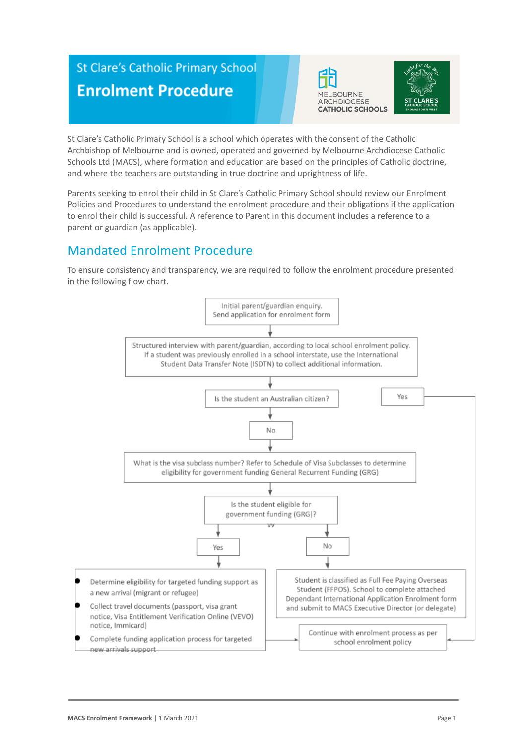# St Clare's Catholic Primary School

## Enrolment Procedure

St Clare's Catholic Primary School is a school which operates with the consent of the Catholic Archbishop of Melbourne and is owned, operated and governed by Melbourne Archdiocese Catholic Schools Ltd (MACS), where formation and education are based on the principles of Catholic doctrine, and where the teachers are outstanding in true doctrine and uprightness of life.

Parents seeking to enrol their child in St Clare's Catholic Primary School should review our Enrolment Policies and Procedures to understand the enrolment procedure and their obligations if the application to enrol their child is successful. A reference to Parent in this document includes a reference to a parent or guardian (as applicable).

## Mandated Enrolment Procedure

To ensure consistency and transparency, we are required to follow the enrolment procedure presented in the following flow chart.

Initial parent/guardian enquiry.
Send application for enrolment form

↓

Structured interview with parent/guardian, according to local school enrolment policy. If a student was previously enrolled in a school interstate, use the International Student Data Transfer Note (ISDTN) to collect additional information.

↓

Is the student an Australian citizen?

- **Yes** → Continue with enrolment process as per school enrolment policy
- **No** ↓

What is the visa subclass number? Refer to Schedule of Visa Subclasses to determine eligibility for government funding General Recurrent Funding (GRG)

↓

Is the student eligible for government funding (GRG)?

- **Yes** →
  - Determine eligibility for targeted funding support as a new arrival (migrant or refugee)
  - Collect travel documents (passport, visa grant notice, Visa Entitlement Verification Online (VEVO) notice, Immicard)
  - Complete funding application process for targeted new arrivals support

  → Continue with enrolment process as per school enrolment policy

- **No** → Student is classified as Full Fee Paying Overseas Student (FFPOS). School to complete attached Dependant International Application Enrolment form and submit to MACS Executive Director (or delegate)

  → Continue with enrolment process as per school enrolment policy

MACS Enrolment Framework | 1 March 2021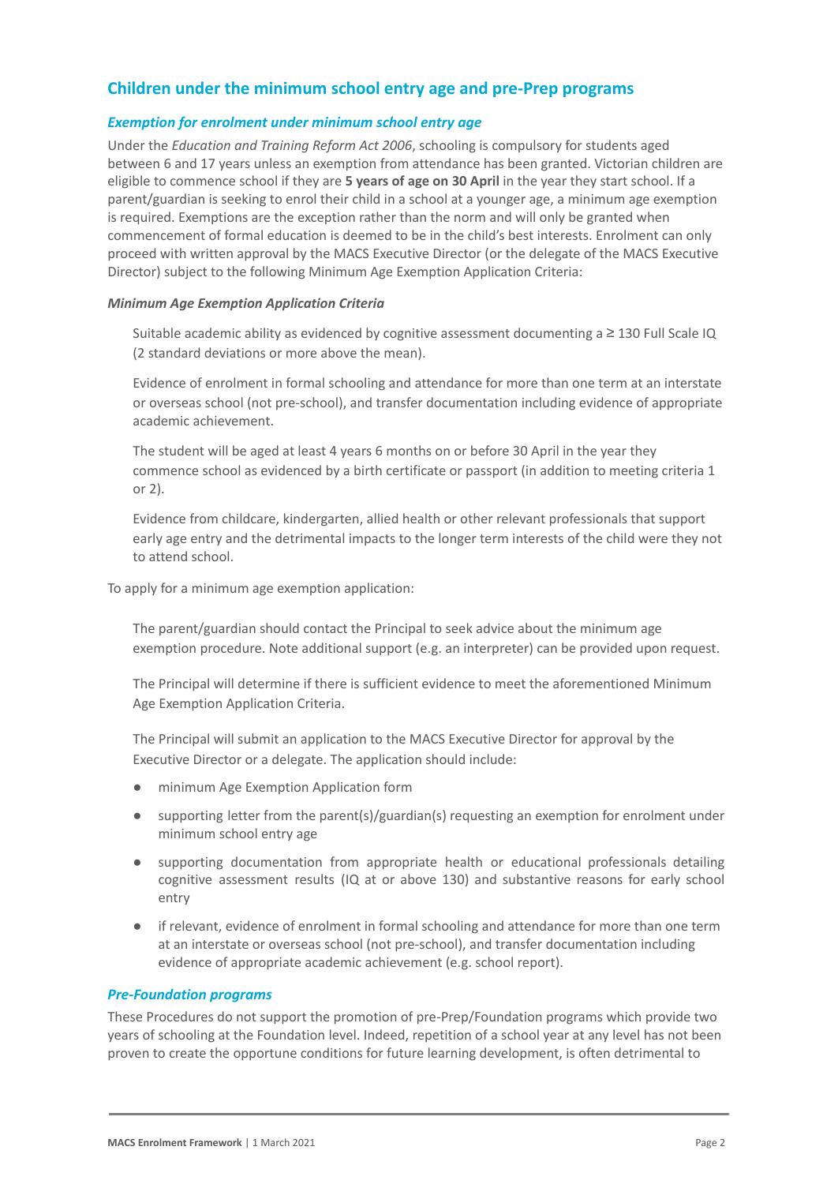## Children under the minimum school entry age and pre-Prep programs

### *Exemption for enrolment under minimum school entry age*

Under the *Education and Training Reform Act 2006*, schooling is compulsory for students aged between 6 and 17 years unless an exemption from attendance has been granted. Victorian children are eligible to commence school if they are **5 years of age on 30 April** in the year they start school. If a parent/guardian is seeking to enrol their child in a school at a younger age, a minimum age exemption is required. Exemptions are the exception rather than the norm and will only be granted when commencement of formal education is deemed to be in the child's best interests. Enrolment can only proceed with written approval by the MACS Executive Director (or the delegate of the MACS Executive Director) subject to the following Minimum Age Exemption Application Criteria:

***Minimum Age Exemption Application Criteria***

Suitable academic ability as evidenced by cognitive assessment documenting a ≥ 130 Full Scale IQ (2 standard deviations or more above the mean).

Evidence of enrolment in formal schooling and attendance for more than one term at an interstate or overseas school (not pre-school), and transfer documentation including evidence of appropriate academic achievement.

The student will be aged at least 4 years 6 months on or before 30 April in the year they commence school as evidenced by a birth certificate or passport (in addition to meeting criteria 1 or 2).

Evidence from childcare, kindergarten, allied health or other relevant professionals that support early age entry and the detrimental impacts to the longer term interests of the child were they not to attend school.

To apply for a minimum age exemption application:

The parent/guardian should contact the Principal to seek advice about the minimum age exemption procedure. Note additional support (e.g. an interpreter) can be provided upon request.

The Principal will determine if there is sufficient evidence to meet the aforementioned Minimum Age Exemption Application Criteria.

The Principal will submit an application to the MACS Executive Director for approval by the Executive Director or a delegate. The application should include:

- minimum Age Exemption Application form
- supporting letter from the parent(s)/guardian(s) requesting an exemption for enrolment under minimum school entry age
- supporting documentation from appropriate health or educational professionals detailing cognitive assessment results (IQ at or above 130) and substantive reasons for early school entry
- if relevant, evidence of enrolment in formal schooling and attendance for more than one term at an interstate or overseas school (not pre-school), and transfer documentation including evidence of appropriate academic achievement (e.g. school report).

### *Pre-Foundation programs*

These Procedures do not support the promotion of pre-Prep/Foundation programs which provide two years of schooling at the Foundation level. Indeed, repetition of a school year at any level has not been proven to create the opportune conditions for future learning development, is often detrimental to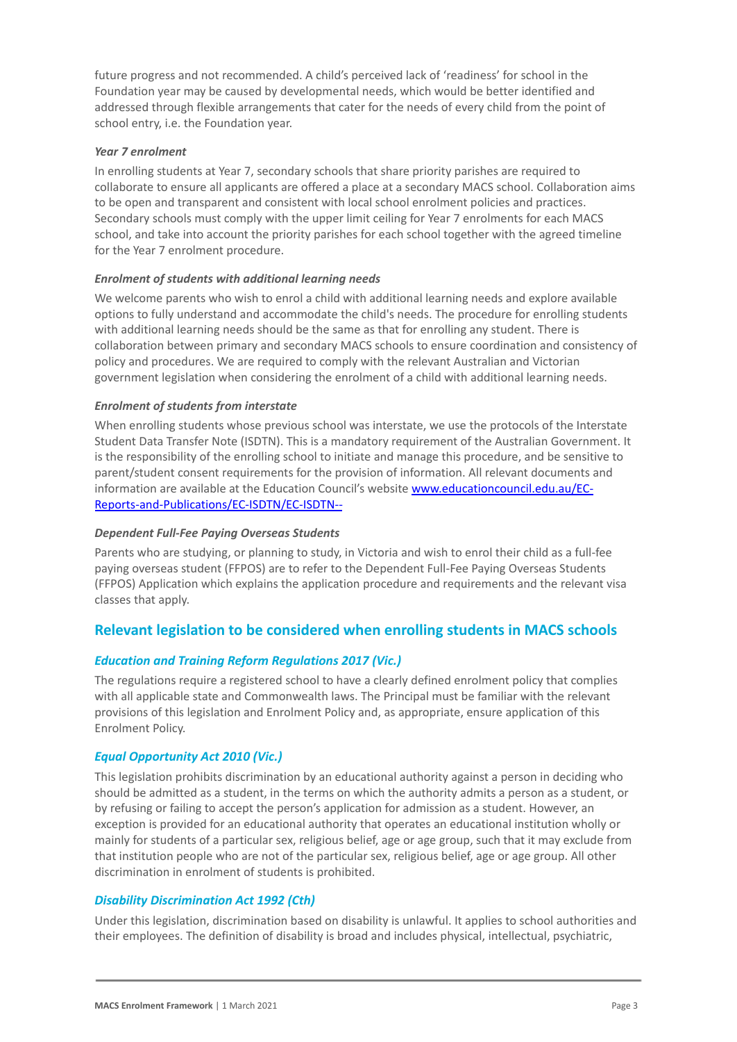future progress and not recommended. A child's perceived lack of 'readiness' for school in the Foundation year may be caused by developmental needs, which would be better identified and addressed through flexible arrangements that cater for the needs of every child from the point of school entry, i.e. the Foundation year.

***Year 7 enrolment***

In enrolling students at Year 7, secondary schools that share priority parishes are required to collaborate to ensure all applicants are offered a place at a secondary MACS school. Collaboration aims to be open and transparent and consistent with local school enrolment policies and practices. Secondary schools must comply with the upper limit ceiling for Year 7 enrolments for each MACS school, and take into account the priority parishes for each school together with the agreed timeline for the Year 7 enrolment procedure.

***Enrolment of students with additional learning needs***

We welcome parents who wish to enrol a child with additional learning needs and explore available options to fully understand and accommodate the child's needs. The procedure for enrolling students with additional learning needs should be the same as that for enrolling any student. There is collaboration between primary and secondary MACS schools to ensure coordination and consistency of policy and procedures. We are required to comply with the relevant Australian and Victorian government legislation when considering the enrolment of a child with additional learning needs.

***Enrolment of students from interstate***

When enrolling students whose previous school was interstate, we use the protocols of the Interstate Student Data Transfer Note (ISDTN). This is a mandatory requirement of the Australian Government. It is the responsibility of the enrolling school to initiate and manage this procedure, and be sensitive to parent/student consent requirements for the provision of information. All relevant documents and information are available at the Education Council's website [www.educationcouncil.edu.au/EC-Reports-and-Publications/EC-ISDTN/EC-ISDTN--](www.educationcouncil.edu.au/EC-Reports-and-Publications/EC-ISDTN/EC-ISDTN--)

***Dependent Full-Fee Paying Overseas Students***

Parents who are studying, or planning to study, in Victoria and wish to enrol their child as a full-fee paying overseas student (FFPOS) are to refer to the Dependent Full-Fee Paying Overseas Students (FFPOS) Application which explains the application procedure and requirements and the relevant visa classes that apply.

## Relevant legislation to be considered when enrolling students in MACS schools

### *Education and Training Reform Regulations 2017 (Vic.)*

The regulations require a registered school to have a clearly defined enrolment policy that complies with all applicable state and Commonwealth laws. The Principal must be familiar with the relevant provisions of this legislation and Enrolment Policy and, as appropriate, ensure application of this Enrolment Policy.

### *Equal Opportunity Act 2010 (Vic.)*

This legislation prohibits discrimination by an educational authority against a person in deciding who should be admitted as a student, in the terms on which the authority admits a person as a student, or by refusing or failing to accept the person's application for admission as a student. However, an exception is provided for an educational authority that operates an educational institution wholly or mainly for students of a particular sex, religious belief, age or age group, such that it may exclude from that institution people who are not of the particular sex, religious belief, age or age group. All other discrimination in enrolment of students is prohibited.

### *Disability Discrimination Act 1992 (Cth)*

Under this legislation, discrimination based on disability is unlawful. It applies to school authorities and their employees. The definition of disability is broad and includes physical, intellectual, psychiatric,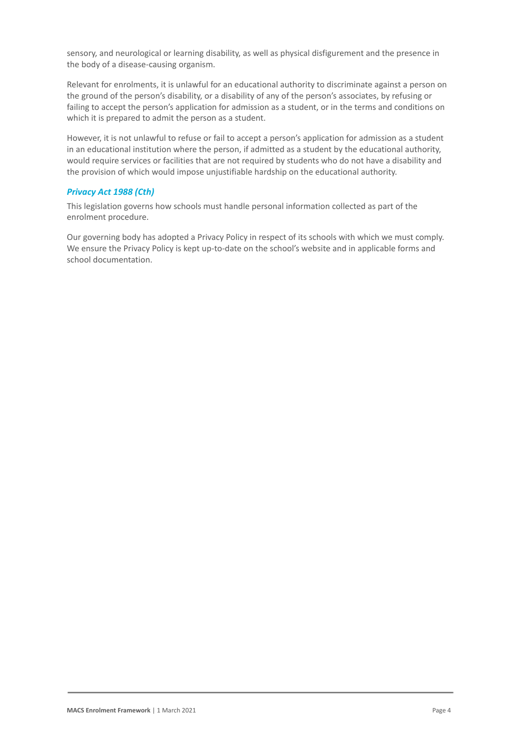sensory, and neurological or learning disability, as well as physical disfigurement and the presence in the body of a disease-causing organism.

Relevant for enrolments, it is unlawful for an educational authority to discriminate against a person on the ground of the person's disability, or a disability of any of the person's associates, by refusing or failing to accept the person's application for admission as a student, or in the terms and conditions on which it is prepared to admit the person as a student.

However, it is not unlawful to refuse or fail to accept a person's application for admission as a student in an educational institution where the person, if admitted as a student by the educational authority, would require services or facilities that are not required by students who do not have a disability and the provision of which would impose unjustifiable hardship on the educational authority.

### *Privacy Act 1988 (Cth)*

This legislation governs how schools must handle personal information collected as part of the enrolment procedure.

Our governing body has adopted a Privacy Policy in respect of its schools with which we must comply. We ensure the Privacy Policy is kept up-to-date on the school's website and in applicable forms and school documentation.